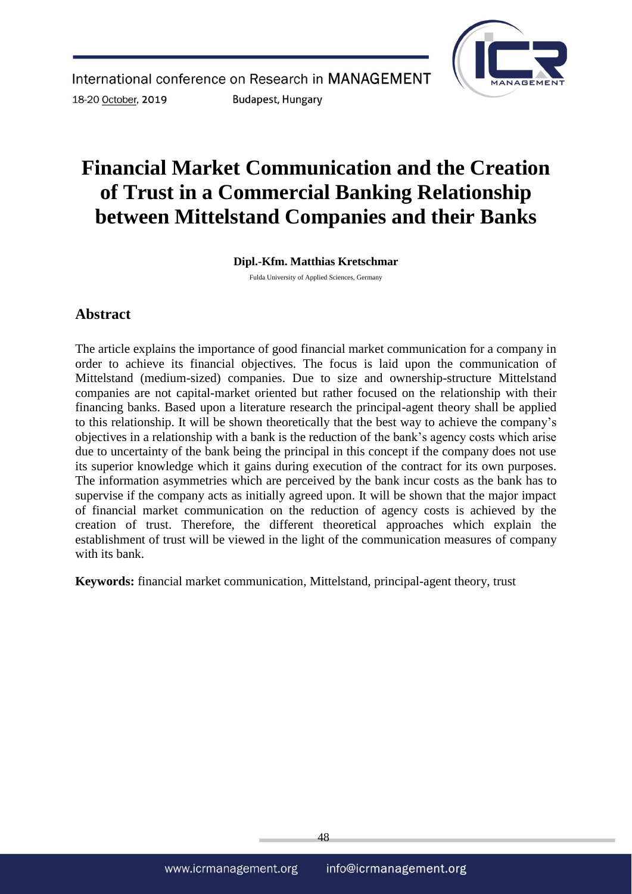# Financial Market Communication and the Creation of Trust in a Commercial Banking Relationship between Mittelstand Companies and their Banks

**Dipl.-Kfm. Matthias Kretschmar**

Fulda University of Applied Sciences, Germany

## Abstract

The article explains the importance of good financial market communication for a company in order to achieve its financial objectives. The focus is laid upon the communication of Mittelstand (medium-sized) companies. Due to size and ownership-structure Mittelstand companies are not capital-market oriented but rather focused on the relationship with their financing banks. Based upon a literature research the principal-agent theory shall be applied to this relationship. It will be shown theoretically that the best way to achieve the company's objectives in a relationship with a bank is the reduction of the bank's agency costs which arise due to uncertainty of the bank being the principal in this concept if the company does not use its superior knowledge which it gains during execution of the contract for its own purposes. The information asymmetries which are perceived by the bank incur costs as the bank has to supervise if the company acts as initially agreed upon. It will be shown that the major impact of financial market communication on the reduction of agency costs is achieved by the creation of trust. Therefore, the different theoretical approaches which explain the establishment of trust will be viewed in the light of the communication measures of company with its bank.

**Keywords:** financial market communication, Mittelstand, principal-agent theory, trust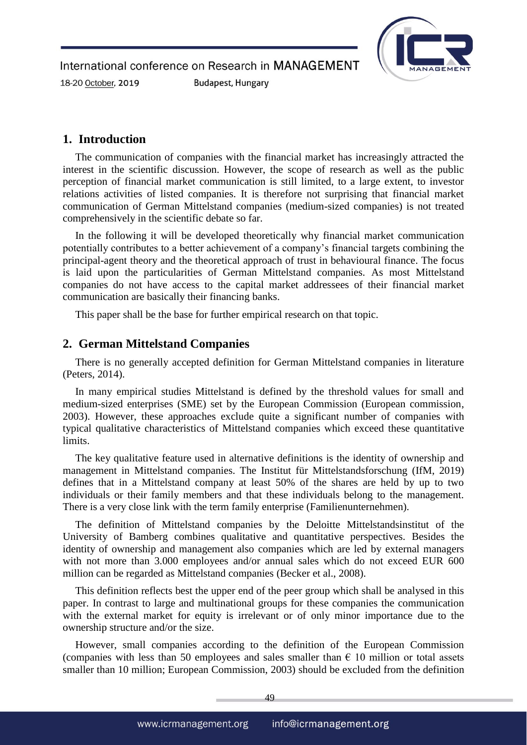## 1. Introduction

The communication of companies with the financial market has increasingly attracted the interest in the scientific discussion. However, the scope of research as well as the public perception of financial market communication is still limited, to a large extent, to investor relations activities of listed companies. It is therefore not surprising that financial market communication of German Mittelstand companies (medium-sized companies) is not treated comprehensively in the scientific debate so far.

In the following it will be developed theoretically why financial market communication potentially contributes to a better achievement of a company's financial targets combining the principal-agent theory and the theoretical approach of trust in behavioural finance. The focus is laid upon the particularities of German Mittelstand companies. As most Mittelstand companies do not have access to the capital market addressees of their financial market communication are basically their financing banks.

This paper shall be the base for further empirical research on that topic.

## 2. German Mittelstand Companies

There is no generally accepted definition for German Mittelstand companies in literature (Peters, 2014).

In many empirical studies Mittelstand is defined by the threshold values for small and medium-sized enterprises (SME) set by the European Commission (European commission, 2003). However, these approaches exclude quite a significant number of companies with typical qualitative characteristics of Mittelstand companies which exceed these quantitative limits.

The key qualitative feature used in alternative definitions is the identity of ownership and management in Mittelstand companies. The Institut für Mittelstandsforschung (IfM, 2019) defines that in a Mittelstand company at least 50% of the shares are held by up to two individuals or their family members and that these individuals belong to the management. There is a very close link with the term family enterprise (Familienunternehmen).

The definition of Mittelstand companies by the Deloitte Mittelstandsinstitut of the University of Bamberg combines qualitative and quantitative perspectives. Besides the identity of ownership and management also companies which are led by external managers with not more than 3.000 employees and/or annual sales which do not exceed EUR 600 million can be regarded as Mittelstand companies (Becker et al., 2008).

This definition reflects best the upper end of the peer group which shall be analysed in this paper. In contrast to large and multinational groups for these companies the communication with the external market for equity is irrelevant or of only minor importance due to the ownership structure and/or the size.

However, small companies according to the definition of the European Commission (companies with less than 50 employees and sales smaller than € 10 million or total assets smaller than 10 million; European Commission, 2003) should be excluded from the definition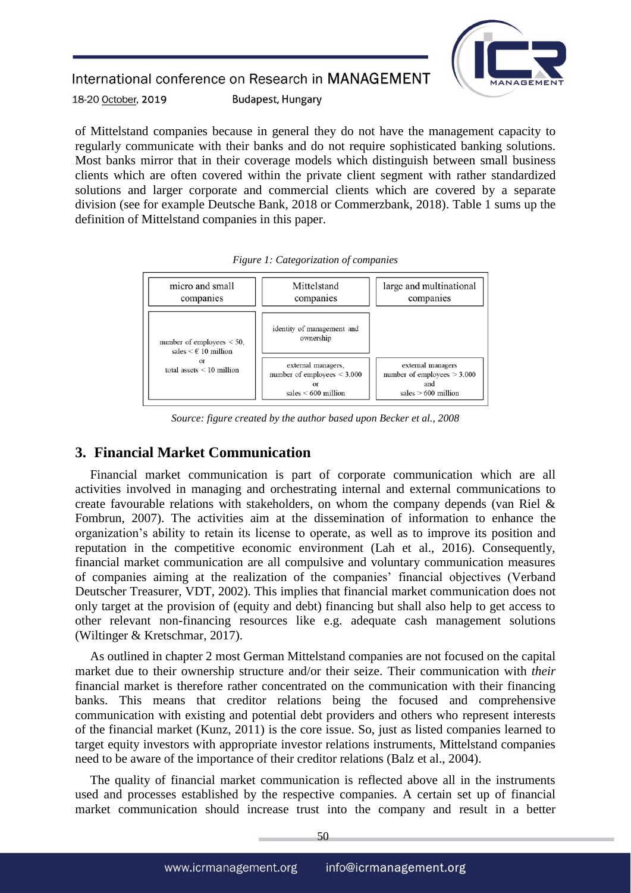of Mittelstand companies because in general they do not have the management capacity to regularly communicate with their banks and do not require sophisticated banking solutions. Most banks mirror that in their coverage models which distinguish between small business clients which are often covered within the private client segment with rather standardized solutions and larger corporate and commercial clients which are covered by a separate division (see for example Deutsche Bank, 2018 or Commerzbank, 2018). Table 1 sums up the definition of Mittelstand companies in this paper.

*Figure 1: Categorization of companies*

| micro and small companies | Mittelstand companies | large and multinational companies |
|---|---|---|
| number of employees < 50, sales < € 10 million or total assets < 10 million | identity of management and ownership | |
| | external managers, number of employees < 3.000 or sales < 600 million | external managers number of employees > 3.000 and sales > 600 million |

*Source: figure created by the author based upon Becker et al., 2008*

## 3. Financial Market Communication

Financial market communication is part of corporate communication which are all activities involved in managing and orchestrating internal and external communications to create favourable relations with stakeholders, on whom the company depends (van Riel & Fombrun, 2007). The activities aim at the dissemination of information to enhance the organization's ability to retain its license to operate, as well as to improve its position and reputation in the competitive economic environment (Lah et al., 2016). Consequently, financial market communication are all compulsive and voluntary communication measures of companies aiming at the realization of the companies' financial objectives (Verband Deutscher Treasurer, VDT, 2002). This implies that financial market communication does not only target at the provision of (equity and debt) financing but shall also help to get access to other relevant non-financing resources like e.g. adequate cash management solutions (Wiltinger & Kretschmar, 2017).

As outlined in chapter 2 most German Mittelstand companies are not focused on the capital market due to their ownership structure and/or their seize. Their communication with *their* financial market is therefore rather concentrated on the communication with their financing banks. This means that creditor relations being the focused and comprehensive communication with existing and potential debt providers and others who represent interests of the financial market (Kunz, 2011) is the core issue. So, just as listed companies learned to target equity investors with appropriate investor relations instruments, Mittelstand companies need to be aware of the importance of their creditor relations (Balz et al., 2004).

The quality of financial market communication is reflected above all in the instruments used and processes established by the respective companies. A certain set up of financial market communication should increase trust into the company and result in a better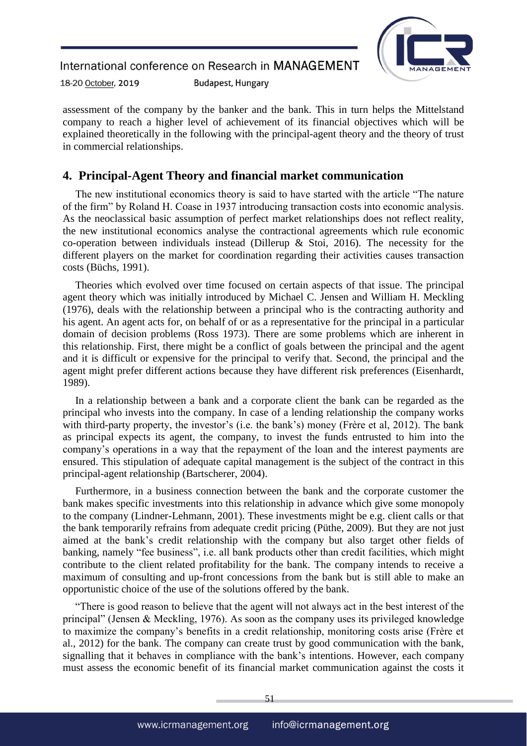assessment of the company by the banker and the bank. This in turn helps the Mittelstand company to reach a higher level of achievement of its financial objectives which will be explained theoretically in the following with the principal-agent theory and the theory of trust in commercial relationships.

## 4. Principal-Agent Theory and financial market communication

The new institutional economics theory is said to have started with the article "The nature of the firm" by Roland H. Coase in 1937 introducing transaction costs into economic analysis. As the neoclassical basic assumption of perfect market relationships does not reflect reality, the new institutional economics analyse the contractional agreements which rule economic co-operation between individuals instead (Dillerup & Stoi, 2016). The necessity for the different players on the market for coordination regarding their activities causes transaction costs (Büchs, 1991).

Theories which evolved over time focused on certain aspects of that issue. The principal agent theory which was initially introduced by Michael C. Jensen and William H. Meckling (1976), deals with the relationship between a principal who is the contracting authority and his agent. An agent acts for, on behalf of or as a representative for the principal in a particular domain of decision problems (Ross 1973). There are some problems which are inherent in this relationship. First, there might be a conflict of goals between the principal and the agent and it is difficult or expensive for the principal to verify that. Second, the principal and the agent might prefer different actions because they have different risk preferences (Eisenhardt, 1989).

In a relationship between a bank and a corporate client the bank can be regarded as the principal who invests into the company. In case of a lending relationship the company works with third-party property, the investor's (i.e. the bank's) money (Frère et al, 2012). The bank as principal expects its agent, the company, to invest the funds entrusted to him into the company's operations in a way that the repayment of the loan and the interest payments are ensured. This stipulation of adequate capital management is the subject of the contract in this principal-agent relationship (Bartscherer, 2004).

Furthermore, in a business connection between the bank and the corporate customer the bank makes specific investments into this relationship in advance which give some monopoly to the company (Lindner-Lehmann, 2001). These investments might be e.g. client calls or that the bank temporarily refrains from adequate credit pricing (Püthe, 2009). But they are not just aimed at the bank's credit relationship with the company but also target other fields of banking, namely "fee business", i.e. all bank products other than credit facilities, which might contribute to the client related profitability for the bank. The company intends to receive a maximum of consulting and up-front concessions from the bank but is still able to make an opportunistic choice of the use of the solutions offered by the bank.

"There is good reason to believe that the agent will not always act in the best interest of the principal" (Jensen & Meckling, 1976). As soon as the company uses its privileged knowledge to maximize the company's benefits in a credit relationship, monitoring costs arise (Frère et al., 2012) for the bank. The company can create trust by good communication with the bank, signalling that it behaves in compliance with the bank's intentions. However, each company must assess the economic benefit of its financial market communication against the costs it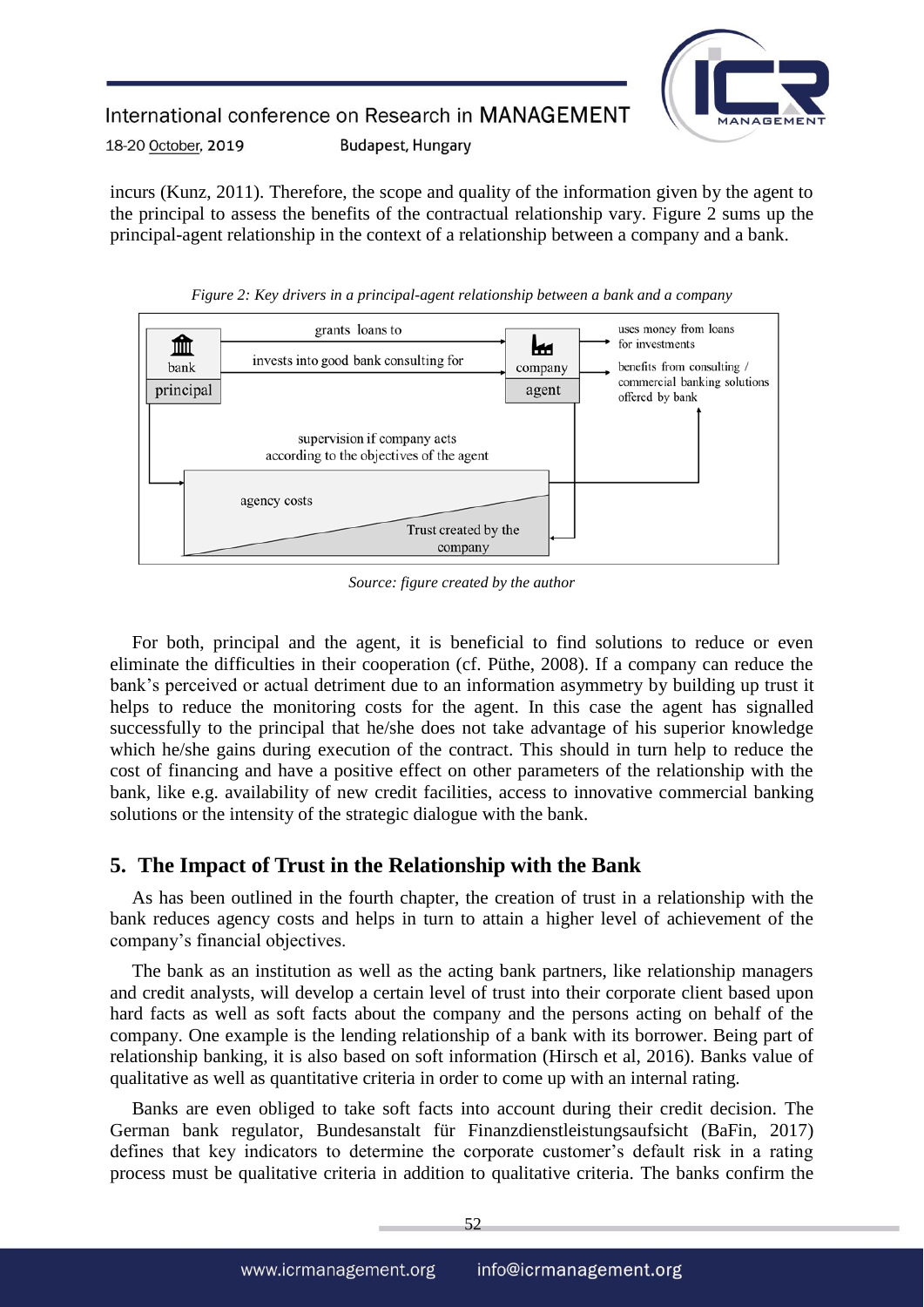incurs (Kunz, 2011). Therefore, the scope and quality of the information given by the agent to the principal to assess the benefits of the contractual relationship vary. Figure 2 sums up the principal-agent relationship in the context of a relationship between a company and a bank.

*Figure 2: Key drivers in a principal-agent relationship between a bank and a company*

*Source: figure created by the author*

For both, principal and the agent, it is beneficial to find solutions to reduce or even eliminate the difficulties in their cooperation (cf. Püthe, 2008). If a company can reduce the bank's perceived or actual detriment due to an information asymmetry by building up trust it helps to reduce the monitoring costs for the agent. In this case the agent has signalled successfully to the principal that he/she does not take advantage of his superior knowledge which he/she gains during execution of the contract. This should in turn help to reduce the cost of financing and have a positive effect on other parameters of the relationship with the bank, like e.g. availability of new credit facilities, access to innovative commercial banking solutions or the intensity of the strategic dialogue with the bank.

## 5. The Impact of Trust in the Relationship with the Bank

As has been outlined in the fourth chapter, the creation of trust in a relationship with the bank reduces agency costs and helps in turn to attain a higher level of achievement of the company's financial objectives.

The bank as an institution as well as the acting bank partners, like relationship managers and credit analysts, will develop a certain level of trust into their corporate client based upon hard facts as well as soft facts about the company and the persons acting on behalf of the company. One example is the lending relationship of a bank with its borrower. Being part of relationship banking, it is also based on soft information (Hirsch et al, 2016). Banks value of qualitative as well as quantitative criteria in order to come up with an internal rating.

Banks are even obliged to take soft facts into account during their credit decision. The German bank regulator, Bundesanstalt für Finanzdienstleistungsaufsicht (BaFin, 2017) defines that key indicators to determine the corporate customer's default risk in a rating process must be qualitative criteria in addition to qualitative criteria. The banks confirm the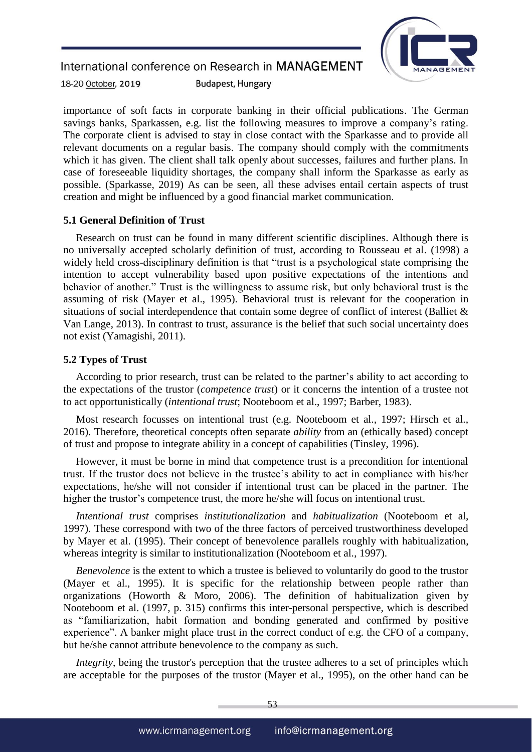importance of soft facts in corporate banking in their official publications. The German savings banks, Sparkassen, e.g. list the following measures to improve a company's rating. The corporate client is advised to stay in close contact with the Sparkasse and to provide all relevant documents on a regular basis. The company should comply with the commitments which it has given. The client shall talk openly about successes, failures and further plans. In case of foreseeable liquidity shortages, the company shall inform the Sparkasse as early as possible. (Sparkasse, 2019) As can be seen, all these advises entail certain aspects of trust creation and might be influenced by a good financial market communication.

### 5.1 General Definition of Trust

Research on trust can be found in many different scientific disciplines. Although there is no universally accepted scholarly definition of trust, according to Rousseau et al. (1998) a widely held cross-disciplinary definition is that "trust is a psychological state comprising the intention to accept vulnerability based upon positive expectations of the intentions and behavior of another." Trust is the willingness to assume risk, but only behavioral trust is the assuming of risk (Mayer et al., 1995). Behavioral trust is relevant for the cooperation in situations of social interdependence that contain some degree of conflict of interest (Balliet & Van Lange, 2013). In contrast to trust, assurance is the belief that such social uncertainty does not exist (Yamagishi, 2011).

### 5.2 Types of Trust

According to prior research, trust can be related to the partner's ability to act according to the expectations of the trustor (*competence trust*) or it concerns the intention of a trustee not to act opportunistically (*intentional trust*; Nooteboom et al., 1997; Barber, 1983).

Most research focusses on intentional trust (e.g. Nooteboom et al., 1997; Hirsch et al., 2016). Therefore, theoretical concepts often separate *ability* from an (ethically based) concept of trust and propose to integrate ability in a concept of capabilities (Tinsley, 1996).

However, it must be borne in mind that competence trust is a precondition for intentional trust. If the trustor does not believe in the trustee's ability to act in compliance with his/her expectations, he/she will not consider if intentional trust can be placed in the partner. The higher the trustor's competence trust, the more he/she will focus on intentional trust.

*Intentional trust* comprises *institutionalization* and *habitualization* (Nooteboom et al, 1997). These correspond with two of the three factors of perceived trustworthiness developed by Mayer et al. (1995). Their concept of benevolence parallels roughly with habitualization, whereas integrity is similar to institutionalization (Nooteboom et al., 1997).

*Benevolence* is the extent to which a trustee is believed to voluntarily do good to the trustor (Mayer et al., 1995). It is specific for the relationship between people rather than organizations (Howorth & Moro, 2006). The definition of habitualization given by Nooteboom et al. (1997, p. 315) confirms this inter-personal perspective, which is described as "familiarization, habit formation and bonding generated and confirmed by positive experience". A banker might place trust in the correct conduct of e.g. the CFO of a company, but he/she cannot attribute benevolence to the company as such.

*Integrity*, being the trustor's perception that the trustee adheres to a set of principles which are acceptable for the purposes of the trustor (Mayer et al., 1995), on the other hand can be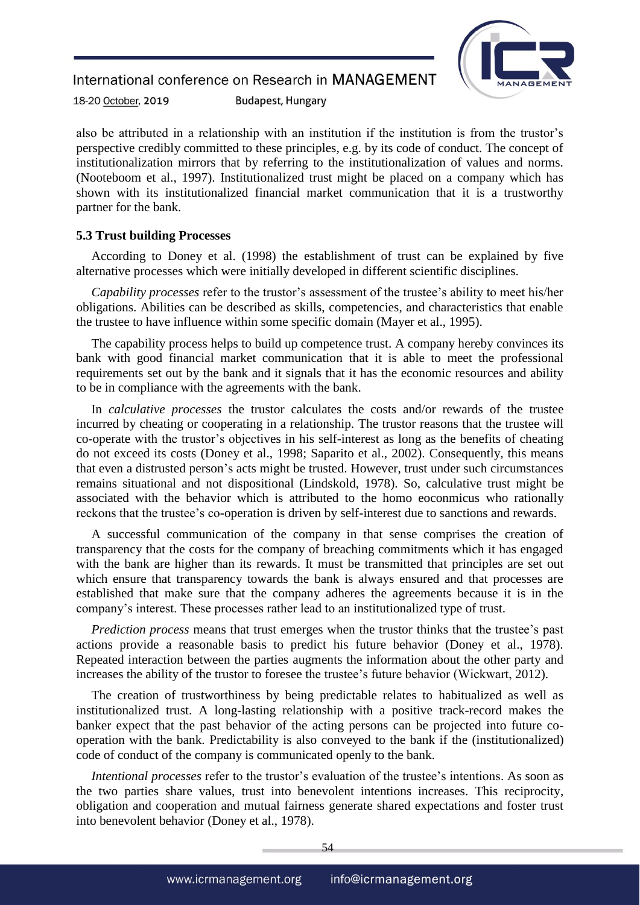also be attributed in a relationship with an institution if the institution is from the trustor's perspective credibly committed to these principles, e.g. by its code of conduct. The concept of institutionalization mirrors that by referring to the institutionalization of values and norms. (Nooteboom et al., 1997). Institutionalized trust might be placed on a company which has shown with its institutionalized financial market communication that it is a trustworthy partner for the bank.

### 5.3 Trust building Processes

According to Doney et al. (1998) the establishment of trust can be explained by five alternative processes which were initially developed in different scientific disciplines.

*Capability processes* refer to the trustor's assessment of the trustee's ability to meet his/her obligations. Abilities can be described as skills, competencies, and characteristics that enable the trustee to have influence within some specific domain (Mayer et al., 1995).

The capability process helps to build up competence trust. A company hereby convinces its bank with good financial market communication that it is able to meet the professional requirements set out by the bank and it signals that it has the economic resources and ability to be in compliance with the agreements with the bank.

In *calculative processes* the trustor calculates the costs and/or rewards of the trustee incurred by cheating or cooperating in a relationship. The trustor reasons that the trustee will co-operate with the trustor's objectives in his self-interest as long as the benefits of cheating do not exceed its costs (Doney et al., 1998; Saparito et al., 2002). Consequently, this means that even a distrusted person's acts might be trusted. However, trust under such circumstances remains situational and not dispositional (Lindskold, 1978). So, calculative trust might be associated with the behavior which is attributed to the homo eoconmicus who rationally reckons that the trustee's co-operation is driven by self-interest due to sanctions and rewards.

A successful communication of the company in that sense comprises the creation of transparency that the costs for the company of breaching commitments which it has engaged with the bank are higher than its rewards. It must be transmitted that principles are set out which ensure that transparency towards the bank is always ensured and that processes are established that make sure that the company adheres the agreements because it is in the company's interest. These processes rather lead to an institutionalized type of trust.

*Prediction process* means that trust emerges when the trustor thinks that the trustee's past actions provide a reasonable basis to predict his future behavior (Doney et al., 1978). Repeated interaction between the parties augments the information about the other party and increases the ability of the trustor to foresee the trustee's future behavior (Wickwart, 2012).

The creation of trustworthiness by being predictable relates to habitualized as well as institutionalized trust. A long-lasting relationship with a positive track-record makes the banker expect that the past behavior of the acting persons can be projected into future co-operation with the bank. Predictability is also conveyed to the bank if the (institutionalized) code of conduct of the company is communicated openly to the bank.

*Intentional processes* refer to the trustor's evaluation of the trustee's intentions. As soon as the two parties share values, trust into benevolent intentions increases. This reciprocity, obligation and cooperation and mutual fairness generate shared expectations and foster trust into benevolent behavior (Doney et al., 1978).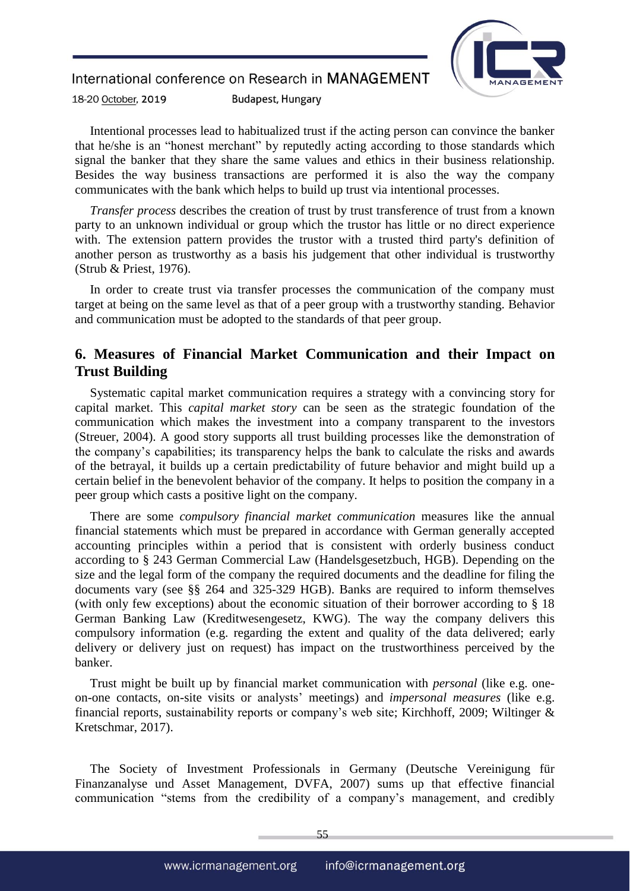Intentional processes lead to habitualized trust if the acting person can convince the banker that he/she is an "honest merchant" by reputedly acting according to those standards which signal the banker that they share the same values and ethics in their business relationship. Besides the way business transactions are performed it is also the way the company communicates with the bank which helps to build up trust via intentional processes.

*Transfer process* describes the creation of trust by trust transference of trust from a known party to an unknown individual or group which the trustor has little or no direct experience with. The extension pattern provides the trustor with a trusted third party's definition of another person as trustworthy as a basis his judgement that other individual is trustworthy (Strub & Priest, 1976).

In order to create trust via transfer processes the communication of the company must target at being on the same level as that of a peer group with a trustworthy standing. Behavior and communication must be adopted to the standards of that peer group.

## 6. Measures of Financial Market Communication and their Impact on Trust Building

Systematic capital market communication requires a strategy with a convincing story for capital market. This *capital market story* can be seen as the strategic foundation of the communication which makes the investment into a company transparent to the investors (Streuer, 2004). A good story supports all trust building processes like the demonstration of the company's capabilities; its transparency helps the bank to calculate the risks and awards of the betrayal, it builds up a certain predictability of future behavior and might build up a certain belief in the benevolent behavior of the company. It helps to position the company in a peer group which casts a positive light on the company.

There are some *compulsory financial market communication* measures like the annual financial statements which must be prepared in accordance with German generally accepted accounting principles within a period that is consistent with orderly business conduct according to § 243 German Commercial Law (Handelsgesetzbuch, HGB). Depending on the size and the legal form of the company the required documents and the deadline for filing the documents vary (see §§ 264 and 325-329 HGB). Banks are required to inform themselves (with only few exceptions) about the economic situation of their borrower according to § 18 German Banking Law (Kreditwesengesetz, KWG). The way the company delivers this compulsory information (e.g. regarding the extent and quality of the data delivered; early delivery or delivery just on request) has impact on the trustworthiness perceived by the banker.

Trust might be built up by financial market communication with *personal* (like e.g. one-on-one contacts, on-site visits or analysts' meetings) and *impersonal measures* (like e.g. financial reports, sustainability reports or company's web site; Kirchhoff, 2009; Wiltinger & Kretschmar, 2017).

The Society of Investment Professionals in Germany (Deutsche Vereinigung für Finanzanalyse und Asset Management, DVFA, 2007) sums up that effective financial communication "stems from the credibility of a company's management, and credibly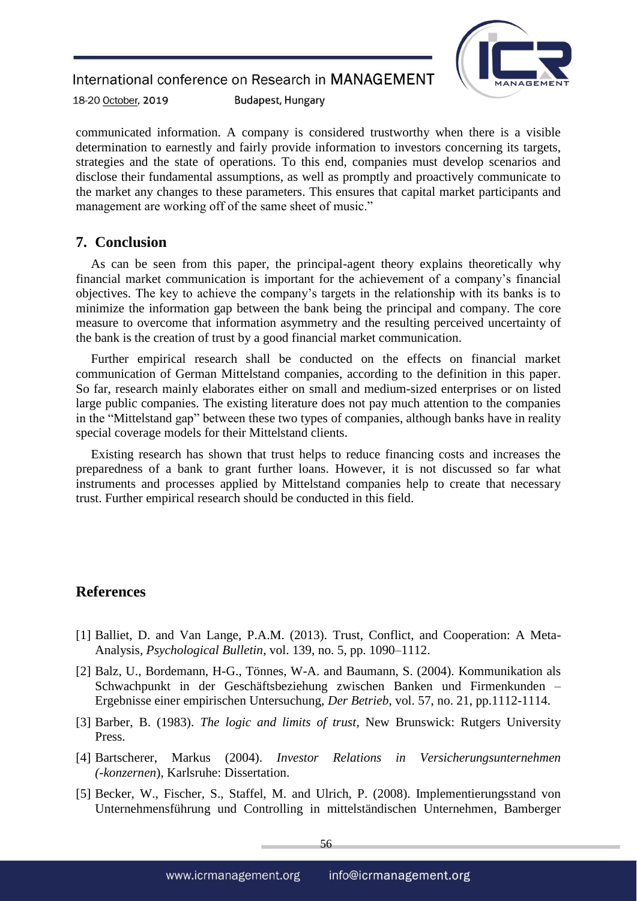communicated information. A company is considered trustworthy when there is a visible determination to earnestly and fairly provide information to investors concerning its targets, strategies and the state of operations. To this end, companies must develop scenarios and disclose their fundamental assumptions, as well as promptly and proactively communicate to the market any changes to these parameters. This ensures that capital market participants and management are working off of the same sheet of music."

## 7. Conclusion

As can be seen from this paper, the principal-agent theory explains theoretically why financial market communication is important for the achievement of a company's financial objectives. The key to achieve the company's targets in the relationship with its banks is to minimize the information gap between the bank being the principal and company. The core measure to overcome that information asymmetry and the resulting perceived uncertainty of the bank is the creation of trust by a good financial market communication.

Further empirical research shall be conducted on the effects on financial market communication of German Mittelstand companies, according to the definition in this paper. So far, research mainly elaborates either on small and medium-sized enterprises or on listed large public companies. The existing literature does not pay much attention to the companies in the "Mittelstand gap" between these two types of companies, although banks have in reality special coverage models for their Mittelstand clients.

Existing research has shown that trust helps to reduce financing costs and increases the preparedness of a bank to grant further loans. However, it is not discussed so far what instruments and processes applied by Mittelstand companies help to create that necessary trust. Further empirical research should be conducted in this field.

## References

[1] Balliet, D. and Van Lange, P.A.M. (2013). Trust, Conflict, and Cooperation: A Meta-Analysis, *Psychological Bulletin*, vol. 139, no. 5, pp. 1090–1112.

[2] Balz, U., Bordemann, H-G., Tönnes, W-A. and Baumann, S. (2004). Kommunikation als Schwachpunkt in der Geschäftsbeziehung zwischen Banken und Firmenkunden – Ergebnisse einer empirischen Untersuchung, *Der Betrieb*, vol. 57, no. 21, pp.1112-1114.

[3] Barber, B. (1983). *The logic and limits of trust*, New Brunswick: Rutgers University Press.

[4] Bartscherer, Markus (2004). *Investor Relations in Versicherungsunternehmen (-konzernen)*, Karlsruhe: Dissertation.

[5] Becker, W., Fischer, S., Staffel, M. and Ulrich, P. (2008). Implementierungsstand von Unternehmensführung und Controlling in mittelständischen Unternehmen, Bamberger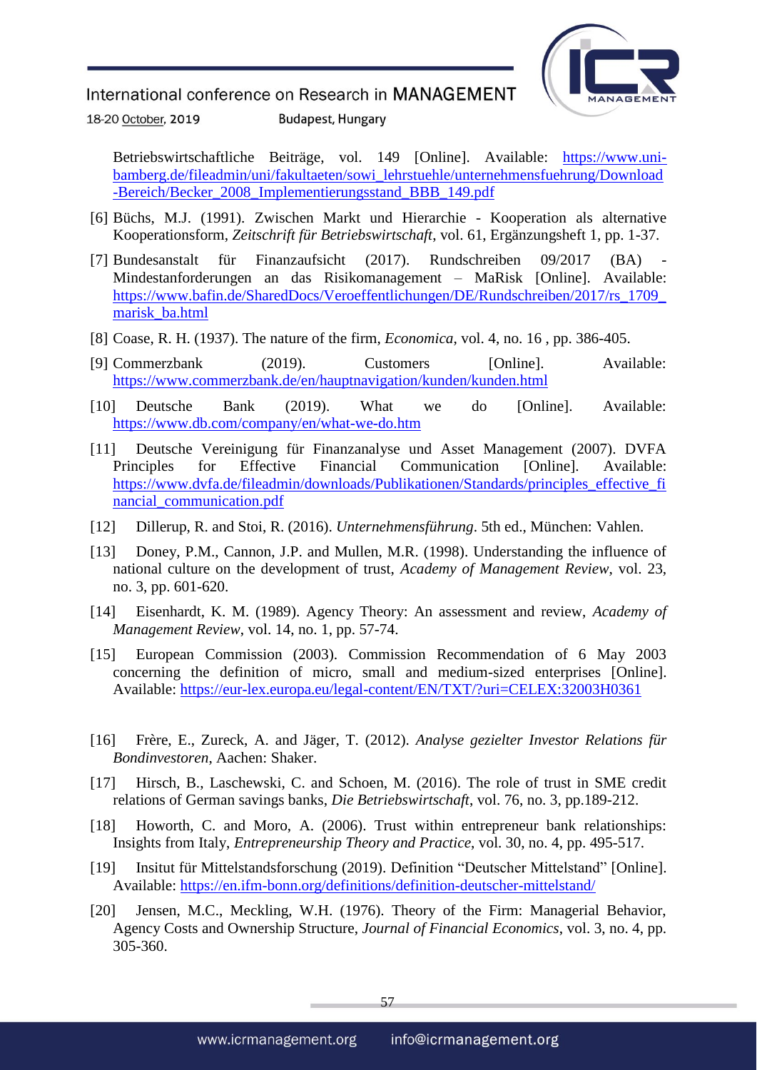Betriebswirtschaftliche Beiträge, vol. 149 [Online]. Available: https://www.uni-bamberg.de/fileadmin/uni/fakultaeten/sowi_lehrstuehle/unternehmensfuehrung/Download-Bereich/Becker_2008_Implementierungsstand_BBB_149.pdf

[6] Büchs, M.J. (1991). Zwischen Markt und Hierarchie - Kooperation als alternative Kooperationsform, *Zeitschrift für Betriebswirtschaft*, vol. 61, Ergänzungsheft 1, pp. 1-37.

[7] Bundesanstalt für Finanzaufsicht (2017). Rundschreiben 09/2017 (BA) - Mindestanforderungen an das Risikomanagement – MaRisk [Online]. Available: https://www.bafin.de/SharedDocs/Veroeffentlichungen/DE/Rundschreiben/2017/rs_1709_marisk_ba.html

[8] Coase, R. H. (1937). The nature of the firm, *Economica*, vol. 4, no. 16 , pp. 386-405.

[9] Commerzbank (2019). Customers [Online]. Available: https://www.commerzbank.de/en/hauptnavigation/kunden/kunden.html

[10] Deutsche Bank (2019). What we do [Online]. Available: https://www.db.com/company/en/what-we-do.htm

[11] Deutsche Vereinigung für Finanzanalyse und Asset Management (2007). DVFA Principles for Effective Financial Communication [Online]. Available: https://www.dvfa.de/fileadmin/downloads/Publikationen/Standards/principles_effective_financial_communication.pdf

[12] Dillerup, R. and Stoi, R. (2016). *Unternehmensführung*. 5th ed., München: Vahlen.

[13] Doney, P.M., Cannon, J.P. and Mullen, M.R. (1998). Understanding the influence of national culture on the development of trust, *Academy of Management Review*, vol. 23, no. 3, pp. 601-620.

[14] Eisenhardt, K. M. (1989). Agency Theory: An assessment and review, *Academy of Management Review*, vol. 14, no. 1, pp. 57-74.

[15] European Commission (2003). Commission Recommendation of 6 May 2003 concerning the definition of micro, small and medium-sized enterprises [Online]. Available: https://eur-lex.europa.eu/legal-content/EN/TXT/?uri=CELEX:32003H0361

[16] Frère, E., Zureck, A. and Jäger, T. (2012). *Analyse gezielter Investor Relations für Bondinvestoren*, Aachen: Shaker.

[17] Hirsch, B., Laschewski, C. and Schoen, M. (2016). The role of trust in SME credit relations of German savings banks, *Die Betriebswirtschaft*, vol. 76, no. 3, pp.189-212.

[18] Howorth, C. and Moro, A. (2006). Trust within entrepreneur bank relationships: Insights from Italy, *Entrepreneurship Theory and Practice*, vol. 30, no. 4, pp. 495-517.

[19] Insitut für Mittelstandsforschung (2019). Definition "Deutscher Mittelstand" [Online]. Available: https://en.ifm-bonn.org/definitions/definition-deutscher-mittelstand/

[20] Jensen, M.C., Meckling, W.H. (1976). Theory of the Firm: Managerial Behavior, Agency Costs and Ownership Structure, *Journal of Financial Economics*, vol. 3, no. 4, pp. 305-360.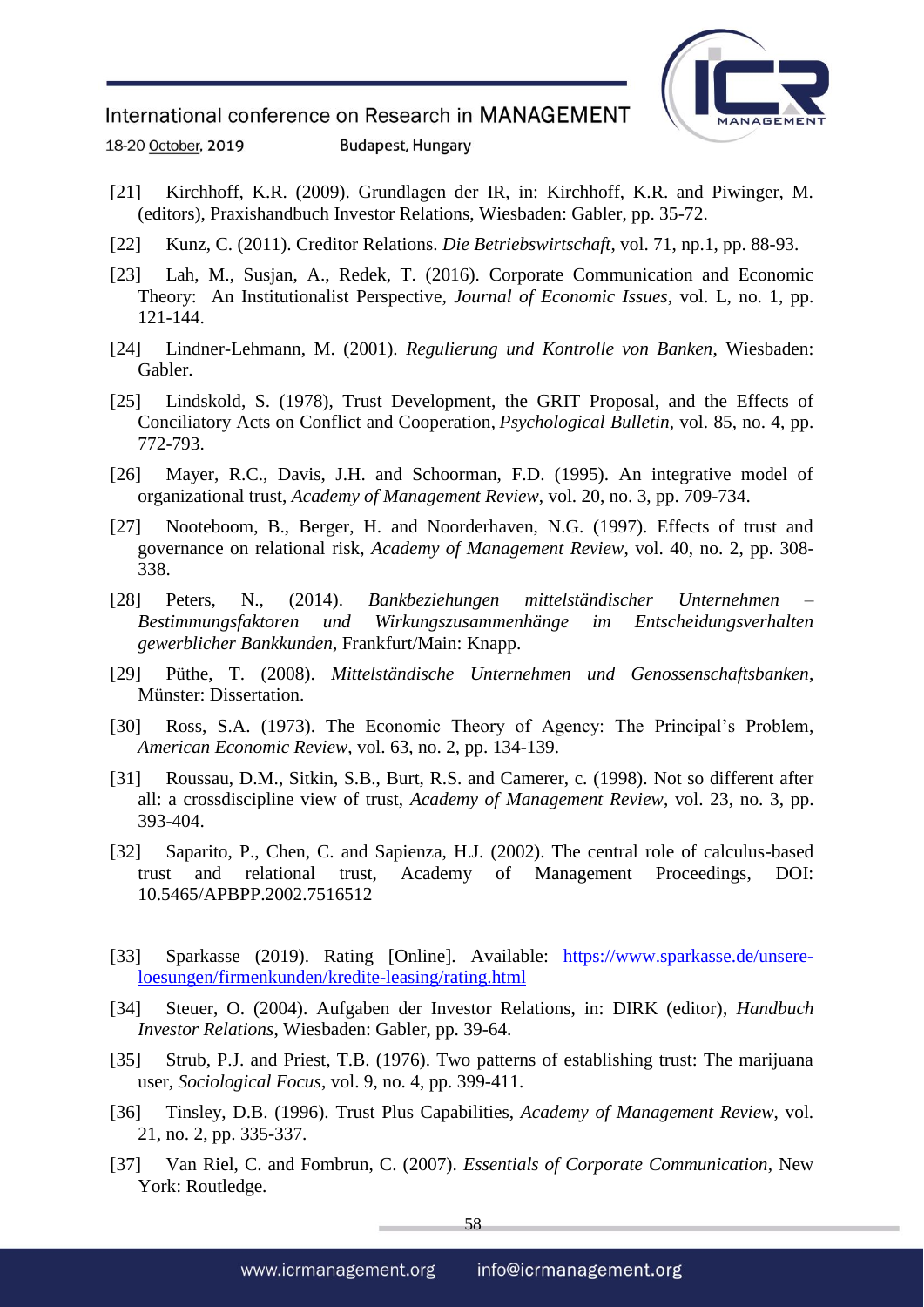[21] Kirchhoff, K.R. (2009). Grundlagen der IR, in: Kirchhoff, K.R. and Piwinger, M. (editors), Praxishandbuch Investor Relations, Wiesbaden: Gabler, pp. 35-72.

[22] Kunz, C. (2011). Creditor Relations. *Die Betriebswirtschaft*, vol. 71, np.1, pp. 88-93.

[23] Lah, M., Susjan, A., Redek, T. (2016). Corporate Communication and Economic Theory: An Institutionalist Perspective, *Journal of Economic Issues*, vol. L, no. 1, pp. 121-144.

[24] Lindner-Lehmann, M. (2001). *Regulierung und Kontrolle von Banken*, Wiesbaden: Gabler.

[25] Lindskold, S. (1978), Trust Development, the GRIT Proposal, and the Effects of Conciliatory Acts on Conflict and Cooperation, *Psychological Bulletin*, vol. 85, no. 4, pp. 772-793.

[26] Mayer, R.C., Davis, J.H. and Schoorman, F.D. (1995). An integrative model of organizational trust, *Academy of Management Review*, vol. 20, no. 3, pp. 709-734.

[27] Nooteboom, B., Berger, H. and Noorderhaven, N.G. (1997). Effects of trust and governance on relational risk, *Academy of Management Review*, vol. 40, no. 2, pp. 308-338.

[28] Peters, N., (2014). *Bankbeziehungen mittelständischer Unternehmen – Bestimmungsfaktoren und Wirkungszusammenhänge im Entscheidungsverhalten gewerblicher Bankkunden*, Frankfurt/Main: Knapp.

[29] Püthe, T. (2008). *Mittelständische Unternehmen und Genossenschaftsbanken*, Münster: Dissertation.

[30] Ross, S.A. (1973). The Economic Theory of Agency: The Principal's Problem, *American Economic Review*, vol. 63, no. 2, pp. 134-139.

[31] Roussau, D.M., Sitkin, S.B., Burt, R.S. and Camerer, c. (1998). Not so different after all: a crossdiscipline view of trust, *Academy of Management Review*, vol. 23, no. 3, pp. 393-404.

[32] Saparito, P., Chen, C. and Sapienza, H.J. (2002). The central role of calculus-based trust and relational trust, Academy of Management Proceedings, DOI: 10.5465/APBPP.2002.7516512

[33] Sparkasse (2019). Rating [Online]. Available: https://www.sparkasse.de/unsere-loesungen/firmenkunden/kredite-leasing/rating.html

[34] Steuer, O. (2004). Aufgaben der Investor Relations, in: DIRK (editor), *Handbuch Investor Relations*, Wiesbaden: Gabler, pp. 39-64.

[35] Strub, P.J. and Priest, T.B. (1976). Two patterns of establishing trust: The marijuana user, *Sociological Focus*, vol. 9, no. 4, pp. 399-411.

[36] Tinsley, D.B. (1996). Trust Plus Capabilities, *Academy of Management Review*, vol. 21, no. 2, pp. 335-337.

[37] Van Riel, C. and Fombrun, C. (2007). *Essentials of Corporate Communication*, New York: Routledge.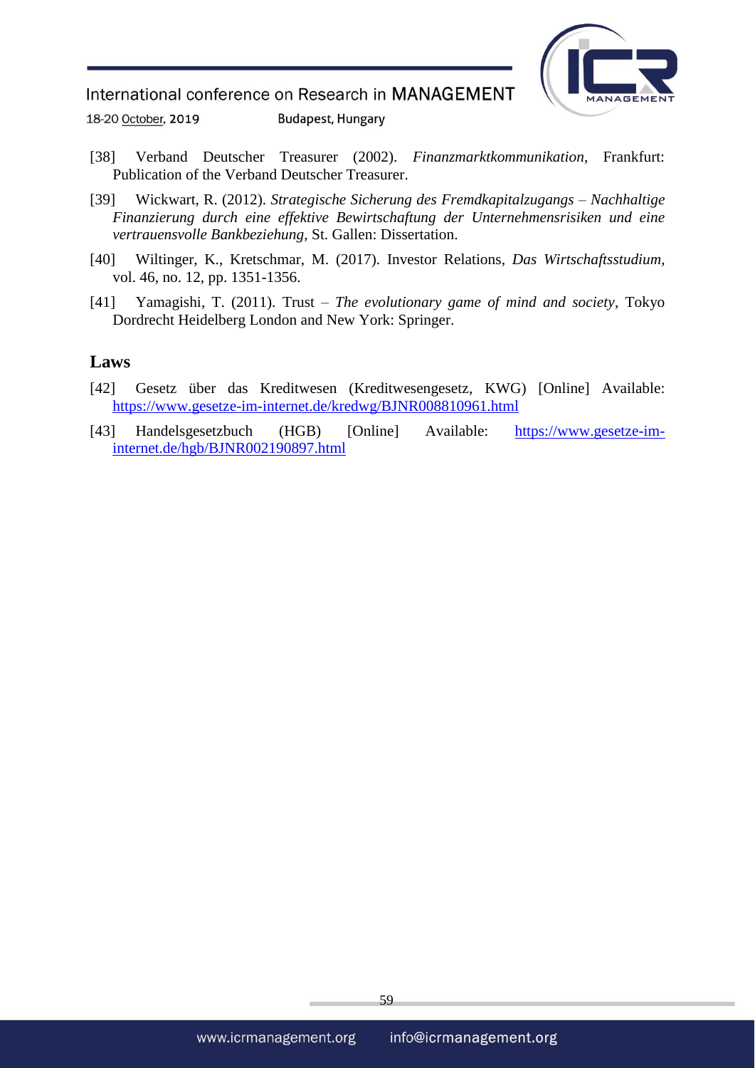[38] Verband Deutscher Treasurer (2002). *Finanzmarktkommunikation*, Frankfurt: Publication of the Verband Deutscher Treasurer.

[39] Wickwart, R. (2012). *Strategische Sicherung des Fremdkapitalzugangs – Nachhaltige Finanzierung durch eine effektive Bewirtschaftung der Unternehmensrisiken und eine vertrauensvolle Bankbeziehung*, St. Gallen: Dissertation.

[40] Wiltinger, K., Kretschmar, M. (2017). Investor Relations, *Das Wirtschaftsstudium*, vol. 46, no. 12, pp. 1351-1356.

[41] Yamagishi, T. (2011). Trust – *The evolutionary game of mind and society*, Tokyo Dordrecht Heidelberg London and New York: Springer.

## Laws

[42] Gesetz über das Kreditwesen (Kreditwesengesetz, KWG) [Online] Available: https://www.gesetze-im-internet.de/kredwg/BJNR008810961.html

[43] Handelsgesetzbuch (HGB) [Online] Available: https://www.gesetze-im-internet.de/hgb/BJNR002190897.html